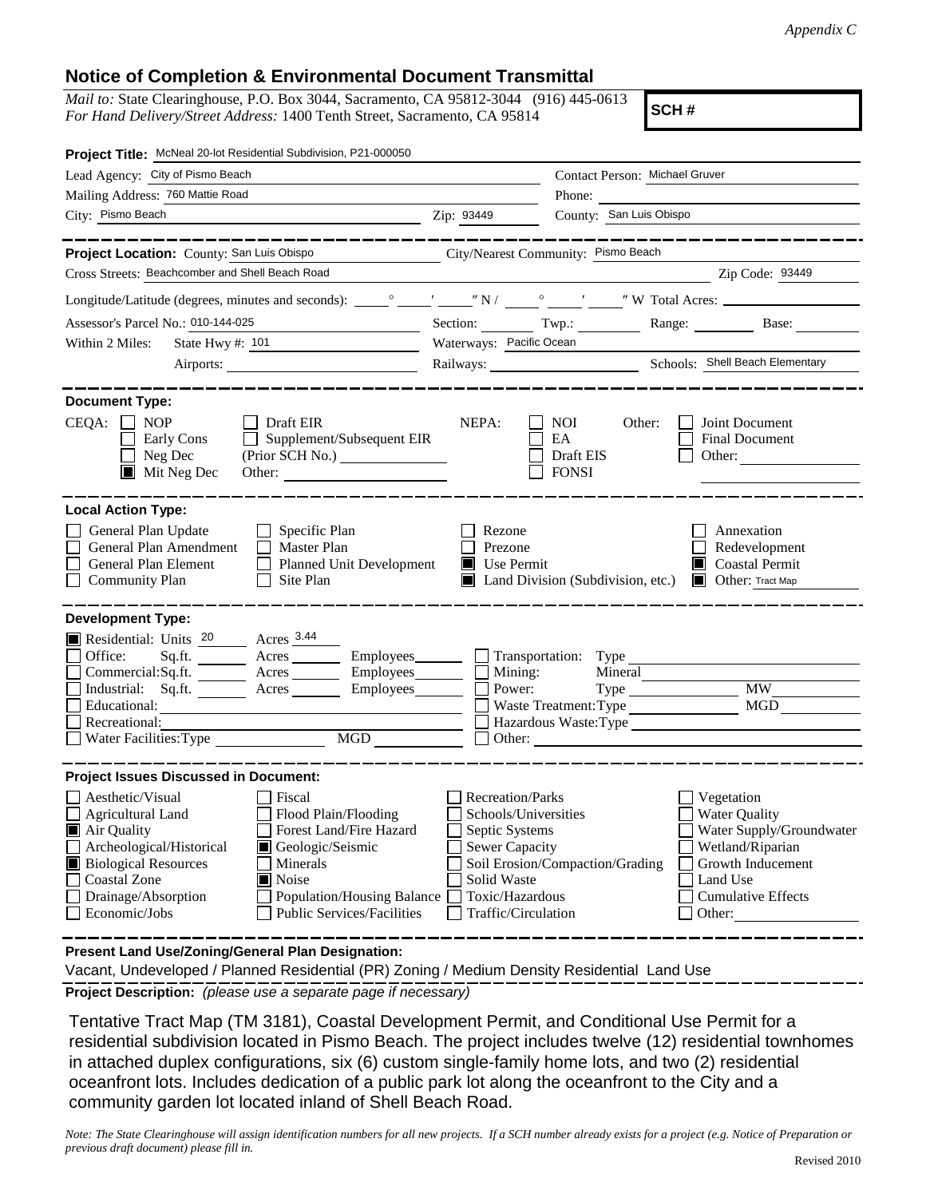*Appendix C*

## Notice of Completion & Environmental Document Transmittal

*Mail to:* State Clearinghouse, P.O. Box 3044, Sacramento, CA 95812-3044 (916) 445-0613
*For Hand Delivery/Street Address:* 1400 Tenth Street, Sacramento, CA 95814

**SCH #**

**Project Title:** McNeal 20-lot Residential Subdivision, P21-000050

Lead Agency: City of Pismo Beach
Contact Person: Michael Gruver
Mailing Address: 760 Mattie Road
Phone:
City: Pismo Beach
Zip: 93449
County: San Luis Obispo

**Project Location:** County: San Luis Obispo
City/Nearest Community: Pismo Beach
Cross Streets: Beachcomber and Shell Beach Road
Zip Code: 93449

Longitude/Latitude (degrees, minutes and seconds): \_\_\_° \_\_\_′ \_\_\_″ N / \_\_\_° \_\_\_′ \_\_\_″ W Total Acres:

Assessor's Parcel No.: 010-144-025
Section: Twp.: Range: Base:

Within 2 Miles: State Hwy #: 101
Waterways: Pacific Ocean
Airports:
Railways:
Schools: Shell Beach Elementary

**Document Type:**

CEQA:
- ☐ NOP
- ☐ Early Cons
- ☐ Neg Dec
- ☒ Mit Neg Dec
- ☐ Draft EIR
- ☐ Supplement/Subsequent EIR (Prior SCH No.)
- Other:

NEPA:
- ☐ NOI
- ☐ EA
- ☐ Draft EIS
- ☐ FONSI

Other:
- ☐ Joint Document
- ☐ Final Document
- ☐ Other:

**Local Action Type:**

- ☐ General Plan Update
- ☐ General Plan Amendment
- ☐ General Plan Element
- ☐ Community Plan
- ☐ Specific Plan
- ☐ Master Plan
- ☐ Planned Unit Development
- ☐ Site Plan
- ☐ Rezone
- ☐ Prezone
- ☒ Use Permit
- ☒ Land Division (Subdivision, etc.)
- ☐ Annexation
- ☐ Redevelopment
- ☒ Coastal Permit
- ☒ Other: Tract Map

**Development Type:**

- ☒ Residential: Units 20 Acres 3.44
- ☐ Office: Sq.ft. Acres Employees
- ☐ Commercial: Sq.ft. Acres Employees
- ☐ Industrial: Sq.ft. Acres Employees
- ☐ Educational:
- ☐ Recreational:
- ☐ Water Facilities: Type MGD
- ☐ Transportation: Type
- ☐ Mining: Mineral
- ☐ Power: Type MW
- ☐ Waste Treatment: Type MGD
- ☐ Hazardous Waste: Type
- ☐ Other:

**Project Issues Discussed in Document:**

- ☐ Aesthetic/Visual
- ☐ Agricultural Land
- ☒ Air Quality
- ☐ Archeological/Historical
- ☒ Biological Resources
- ☐ Coastal Zone
- ☐ Drainage/Absorption
- ☐ Economic/Jobs
- ☐ Fiscal
- ☐ Flood Plain/Flooding
- ☐ Forest Land/Fire Hazard
- ☒ Geologic/Seismic
- ☐ Minerals
- ☒ Noise
- ☐ Population/Housing Balance
- ☐ Public Services/Facilities
- ☐ Recreation/Parks
- ☐ Schools/Universities
- ☐ Septic Systems
- ☐ Sewer Capacity
- ☐ Soil Erosion/Compaction/Grading
- ☐ Solid Waste
- ☐ Toxic/Hazardous
- ☐ Traffic/Circulation
- ☐ Vegetation
- ☐ Water Quality
- ☐ Water Supply/Groundwater
- ☐ Wetland/Riparian
- ☐ Growth Inducement
- ☐ Land Use
- ☐ Cumulative Effects
- ☐ Other:

**Present Land Use/Zoning/General Plan Designation:**

Vacant, Undeveloped / Planned Residential (PR) Zoning / Medium Density Residential Land Use

**Project Description:** *(please use a separate page if necessary)*

Tentative Tract Map (TM 3181), Coastal Development Permit, and Conditional Use Permit for a residential subdivision located in Pismo Beach. The project includes twelve (12) residential townhomes in attached duplex configurations, six (6) custom single-family home lots, and two (2) residential oceanfront lots. Includes dedication of a public park lot along the oceanfront to the City and a community garden lot located inland of Shell Beach Road.

*Note: The State Clearinghouse will assign identification numbers for all new projects. If a SCH number already exists for a project (e.g. Notice of Preparation or previous draft document) please fill in.*

Revised 2010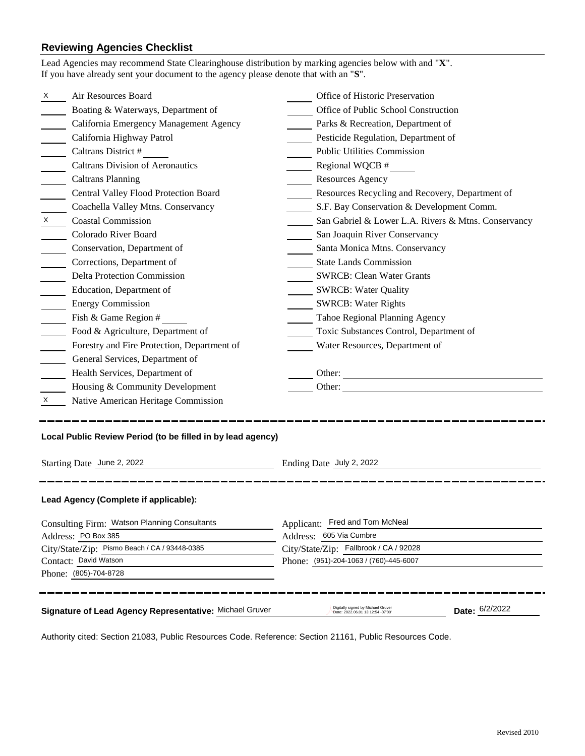## Reviewing Agencies Checklist

Lead Agencies may recommend State Clearinghouse distribution by marking agencies below with and "**X**".
If you have already sent your document to the agency please denote that with an "**S**".

| | | | |
|---|---|---|---|
| X | Air Resources Board | | Office of Historic Preservation |
| | Boating & Waterways, Department of | | Office of Public School Construction |
| | California Emergency Management Agency | | Parks & Recreation, Department of |
| | California Highway Patrol | | Pesticide Regulation, Department of |
| | Caltrans District # | | Public Utilities Commission |
| | Caltrans Division of Aeronautics | | Regional WQCB # |
| | Caltrans Planning | | Resources Agency |
| | Central Valley Flood Protection Board | | Resources Recycling and Recovery, Department of |
| | Coachella Valley Mtns. Conservancy | | S.F. Bay Conservation & Development Comm. |
| X | Coastal Commission | | San Gabriel & Lower L.A. Rivers & Mtns. Conservancy |
| | Colorado River Board | | San Joaquin River Conservancy |
| | Conservation, Department of | | Santa Monica Mtns. Conservancy |
| | Corrections, Department of | | State Lands Commission |
| | Delta Protection Commission | | SWRCB: Clean Water Grants |
| | Education, Department of | | SWRCB: Water Quality |
| | Energy Commission | | SWRCB: Water Rights |
| | Fish & Game Region # | | Tahoe Regional Planning Agency |
| | Food & Agriculture, Department of | | Toxic Substances Control, Department of |
| | Forestry and Fire Protection, Department of | | Water Resources, Department of |
| | General Services, Department of | | |
| | Health Services, Department of | | Other: |
| | Housing & Community Development | | Other: |
| X | Native American Heritage Commission | | |

**Local Public Review Period (to be filled in by lead agency)**

Starting Date June 2, 2022 Ending Date July 2, 2022

**Lead Agency (Complete if applicable):**

Consulting Firm: Watson Planning Consultants
Address: PO Box 385
City/State/Zip: Pismo Beach / CA / 93448-0385
Contact: David Watson
Phone: (805)-704-8728

Applicant: Fred and Tom McNeal
Address: 605 Via Cumbre
City/State/Zip: Fallbrook / CA / 92028
Phone: (951)-204-1063 / (760)-445-6007

**Signature of Lead Agency Representative:** Michael Gruver Digitally signed by Michael Gruver Date: 2022.06.01 13:12:54 -07'00' **Date:** 6/2/2022

Authority cited: Section 21083, Public Resources Code. Reference: Section 21161, Public Resources Code.

Revised 2010